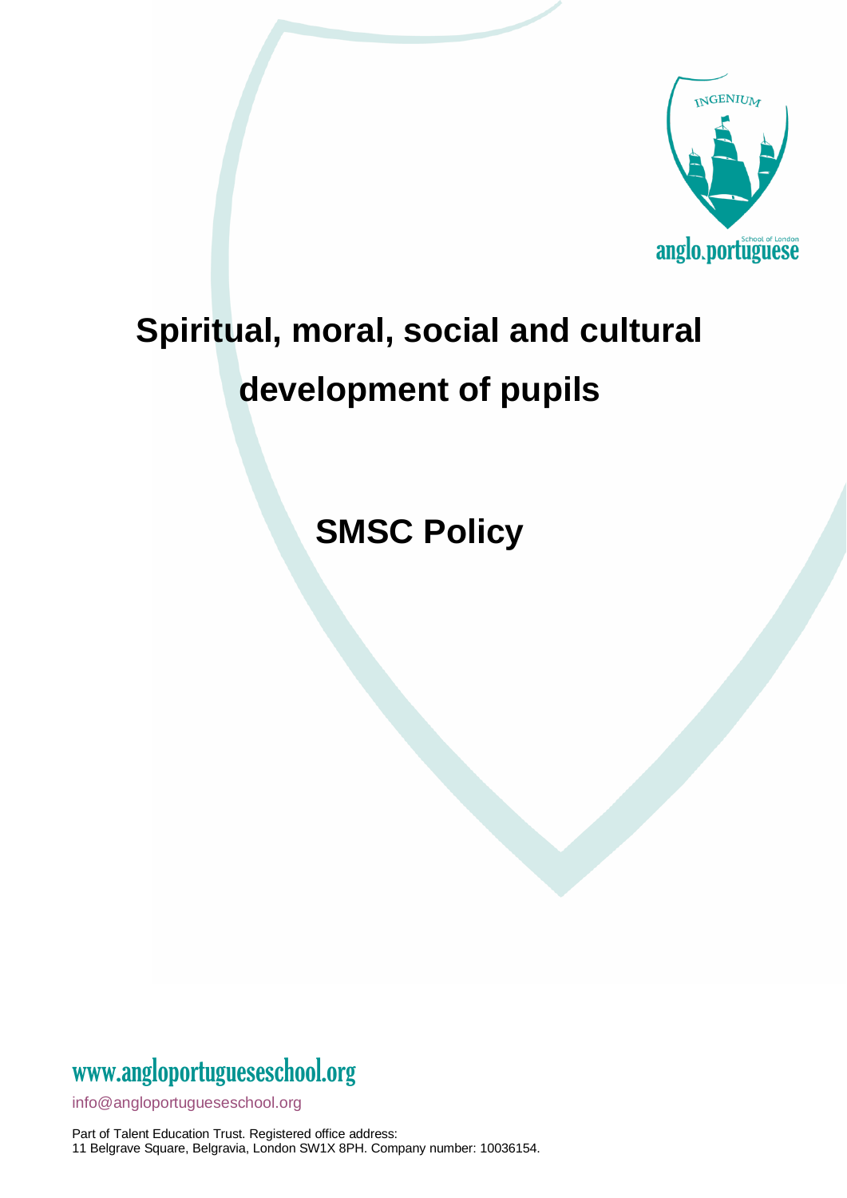INGENIUM

anglo.portuguese School of London

# Spiritual, moral, social and cultural development of pupils

# SMSC Policy

www.angloportugueseschool.org

info@angloportugueseschool.org

Part of Talent Education Trust. Registered office address:
11 Belgrave Square, Belgravia, London SW1X 8PH. Company number: 10036154.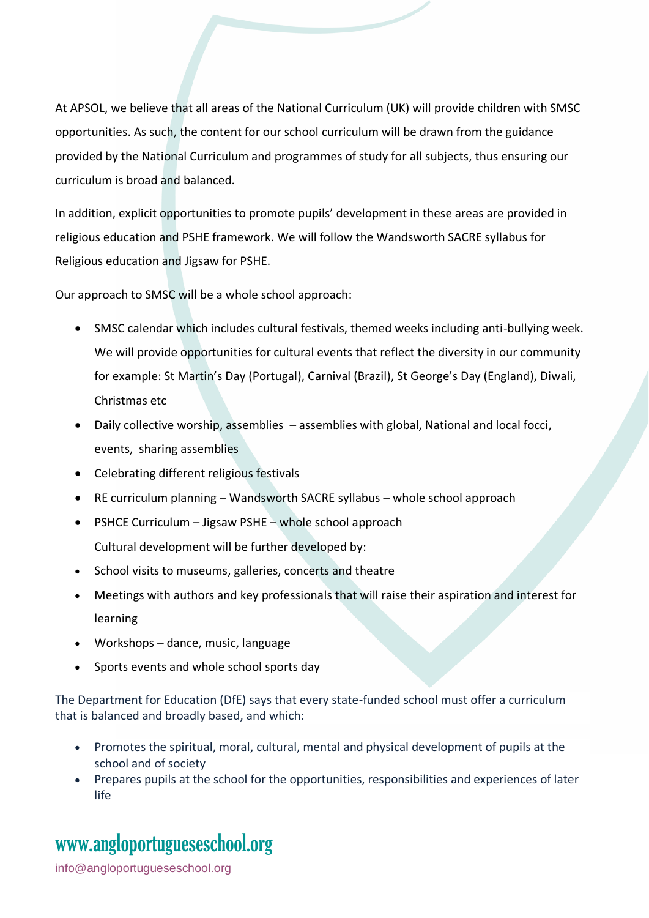At APSOL, we believe that all areas of the National Curriculum (UK) will provide children with SMSC opportunities. As such, the content for our school curriculum will be drawn from the guidance provided by the National Curriculum and programmes of study for all subjects, thus ensuring our curriculum is broad and balanced.

In addition, explicit opportunities to promote pupils' development in these areas are provided in religious education and PSHE framework. We will follow the Wandsworth SACRE syllabus for Religious education and Jigsaw for PSHE.

Our approach to SMSC will be a whole school approach:

- SMSC calendar which includes cultural festivals, themed weeks including anti-bullying week. We will provide opportunities for cultural events that reflect the diversity in our community for example: St Martin's Day (Portugal), Carnival (Brazil), St George's Day (England), Diwali, Christmas etc
- Daily collective worship, assemblies – assemblies with global, National and local focci, events, sharing assemblies
- Celebrating different religious festivals
- RE curriculum planning – Wandsworth SACRE syllabus – whole school approach
- PSHCE Curriculum – Jigsaw PSHE – whole school approach

  Cultural development will be further developed by:
- School visits to museums, galleries, concerts and theatre
- Meetings with authors and key professionals that will raise their aspiration and interest for learning
- Workshops – dance, music, language
- Sports events and whole school sports day

The Department for Education (DfE) says that every state-funded school must offer a curriculum that is balanced and broadly based, and which:

- Promotes the spiritual, moral, cultural, mental and physical development of pupils at the school and of society
- Prepares pupils at the school for the opportunities, responsibilities and experiences of later life

www.angloportugueseschool.org

info@angloportugueseschool.org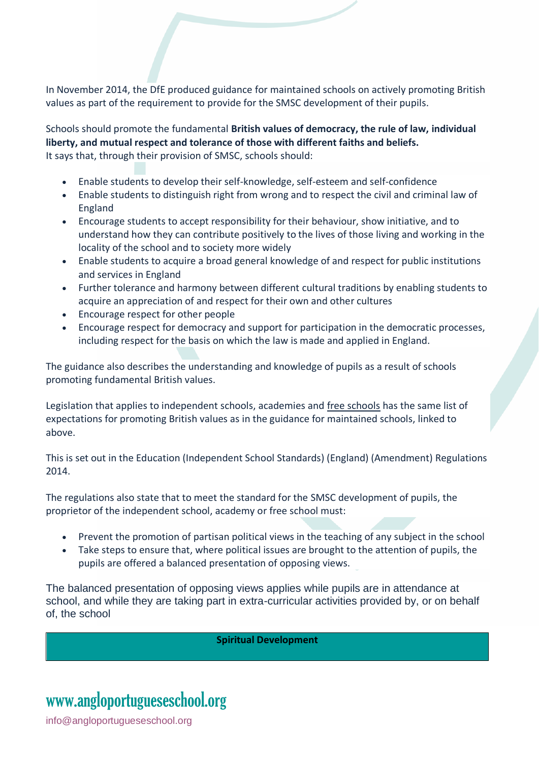In November 2014, the DfE produced guidance for maintained schools on actively promoting British values as part of the requirement to provide for the SMSC development of their pupils.

Schools should promote the fundamental **British values of democracy, the rule of law, individual liberty, and mutual respect and tolerance of those with different faiths and beliefs.**
It says that, through their provision of SMSC, schools should:

- Enable students to develop their self-knowledge, self-esteem and self-confidence
- Enable students to distinguish right from wrong and to respect the civil and criminal law of England
- Encourage students to accept responsibility for their behaviour, show initiative, and to understand how they can contribute positively to the lives of those living and working in the locality of the school and to society more widely
- Enable students to acquire a broad general knowledge of and respect for public institutions and services in England
- Further tolerance and harmony between different cultural traditions by enabling students to acquire an appreciation of and respect for their own and other cultures
- Encourage respect for other people
- Encourage respect for democracy and support for participation in the democratic processes, including respect for the basis on which the law is made and applied in England.

The guidance also describes the understanding and knowledge of pupils as a result of schools promoting fundamental British values.

Legislation that applies to independent schools, academies and free schools has the same list of expectations for promoting British values as in the guidance for maintained schools, linked to above.

This is set out in the Education (Independent School Standards) (England) (Amendment) Regulations 2014.

The regulations also state that to meet the standard for the SMSC development of pupils, the proprietor of the independent school, academy or free school must:

- Prevent the promotion of partisan political views in the teaching of any subject in the school
- Take steps to ensure that, where political issues are brought to the attention of pupils, the pupils are offered a balanced presentation of opposing views.

The balanced presentation of opposing views applies while pupils are in attendance at school, and while they are taking part in extra-curricular activities provided by, or on behalf of, the school

| **Spiritual Development** |
|---|

www.angloportugueseschool.org

info@angloportugueseschool.org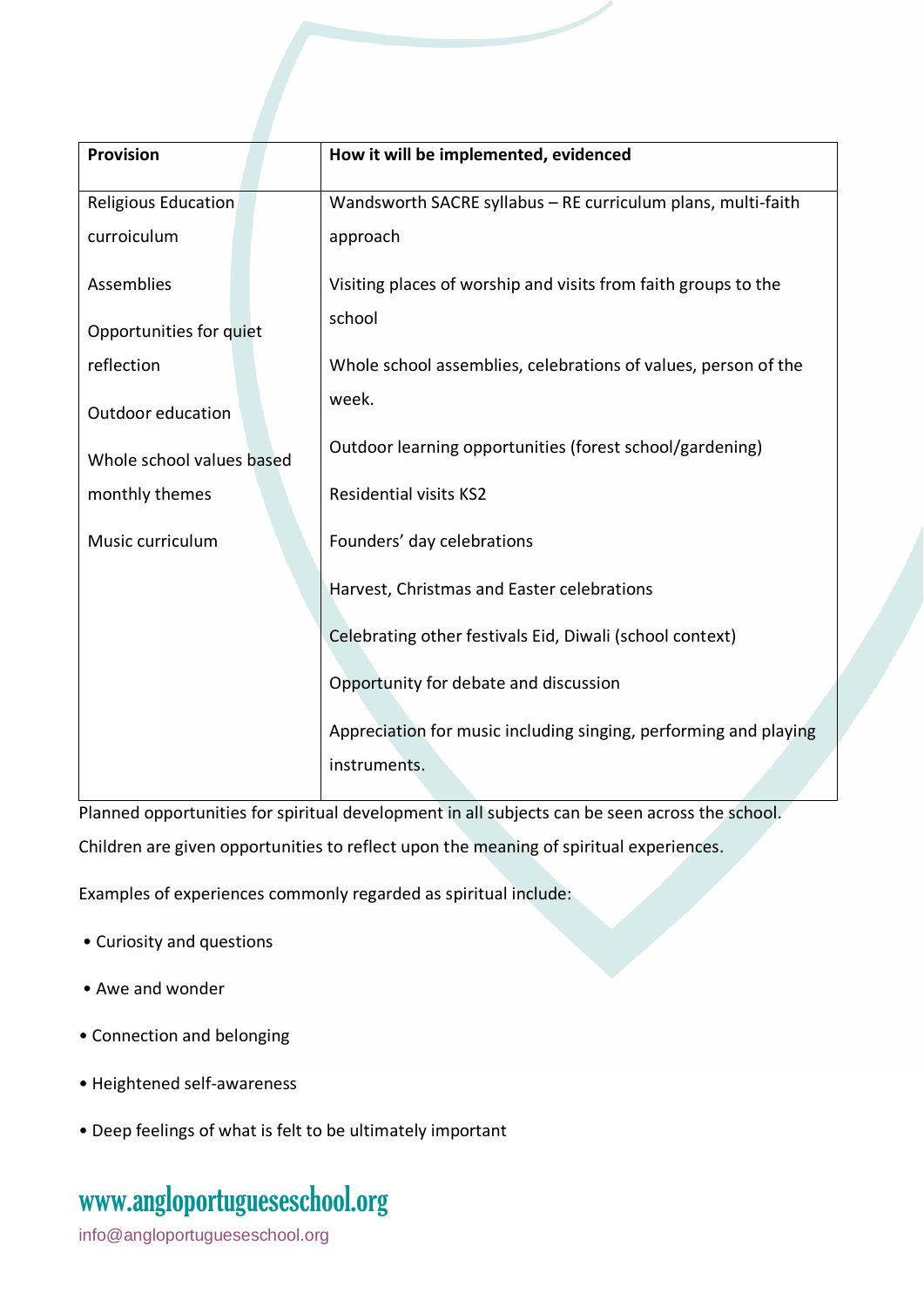| Provision | How it will be implemented, evidenced |
|---|---|
| Religious Education curroiculum<br><br>Assemblies<br><br>Opportunities for quiet reflection<br><br>Outdoor education<br><br>Whole school values based monthly themes<br><br>Music curriculum | Wandsworth SACRE syllabus – RE curriculum plans, multi-faith approach<br><br>Visiting places of worship and visits from faith groups to the school<br><br>Whole school assemblies, celebrations of values, person of the week.<br><br>Outdoor learning opportunities (forest school/gardening)<br><br>Residential visits KS2<br><br>Founders' day celebrations<br><br>Harvest, Christmas and Easter celebrations<br><br>Celebrating other festivals Eid, Diwali (school context)<br><br>Opportunity for debate and discussion<br><br>Appreciation for music including singing, performing and playing instruments. |

Planned opportunities for spiritual development in all subjects can be seen across the school. Children are given opportunities to reflect upon the meaning of spiritual experiences.

Examples of experiences commonly regarded as spiritual include:

- Curiosity and questions
- Awe and wonder
- Connection and belonging
- Heightened self-awareness
- Deep feelings of what is felt to be ultimately important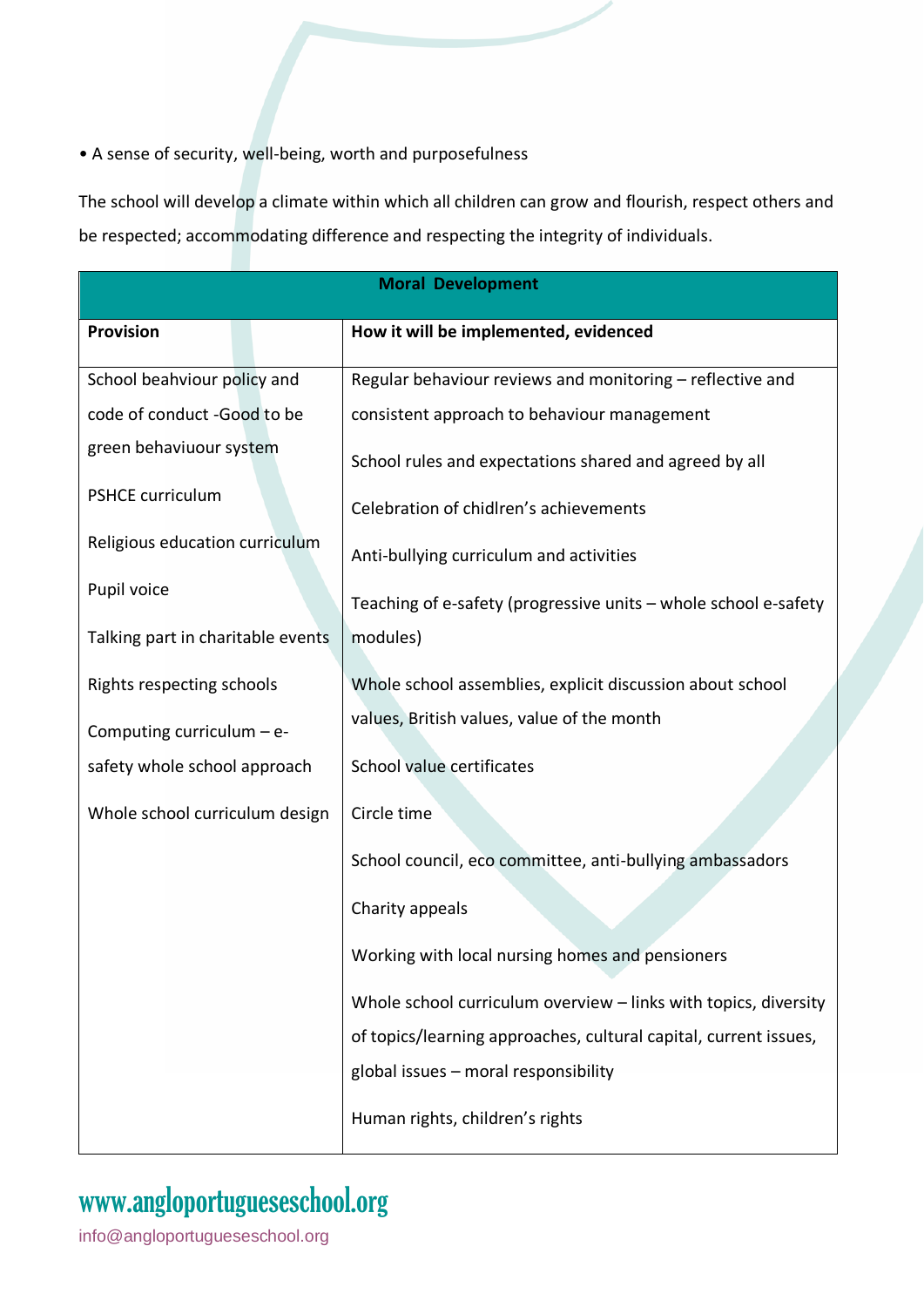• A sense of security, well-being, worth and purposefulness

The school will develop a climate within which all children can grow and flourish, respect others and be respected; accommodating difference and respecting the integrity of individuals.

| Moral Development | |
|---|---|
| **Provision** | **How it will be implemented, evidenced** |
| School beahviour policy and code of conduct -Good to be green behaviuour system<br><br>PSHCE curriculum<br><br>Religious education curriculum<br><br>Pupil voice<br><br>Talking part in charitable events<br><br>Rights respecting schools<br><br>Computing curriculum – e-safety whole school approach<br><br>Whole school curriculum design | Regular behaviour reviews and monitoring – reflective and consistent approach to behaviour management<br><br>School rules and expectations shared and agreed by all<br><br>Celebration of chidlren's achievements<br><br>Anti-bullying curriculum and activities<br><br>Teaching of e-safety (progressive units – whole school e-safety modules)<br><br>Whole school assemblies, explicit discussion about school values, British values, value of the month<br><br>School value certificates<br><br>Circle time<br><br>School council, eco committee, anti-bullying ambassadors<br><br>Charity appeals<br><br>Working with local nursing homes and pensioners<br><br>Whole school curriculum overview – links with topics, diversity of topics/learning approaches, cultural capital, current issues, global issues – moral responsibility<br><br>Human rights, children's rights |

www.angloportugueseschool.org

info@angloportugueseschool.org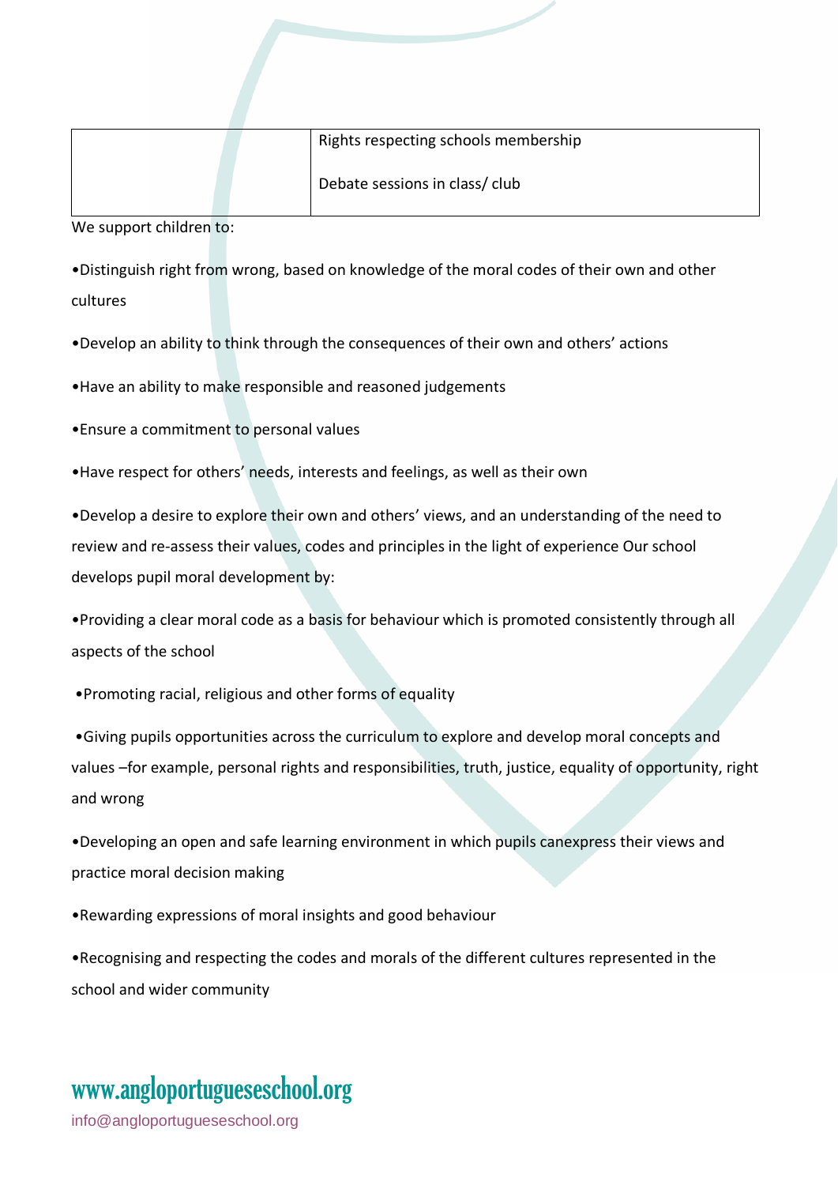| | Rights respecting schools membership<br><br>Debate sessions in class/ club |
|---|---|

We support children to:

•Distinguish right from wrong, based on knowledge of the moral codes of their own and other cultures

•Develop an ability to think through the consequences of their own and others' actions

•Have an ability to make responsible and reasoned judgements

•Ensure a commitment to personal values

•Have respect for others' needs, interests and feelings, as well as their own

•Develop a desire to explore their own and others' views, and an understanding of the need to review and re-assess their values, codes and principles in the light of experience Our school develops pupil moral development by:

•Providing a clear moral code as a basis for behaviour which is promoted consistently through all aspects of the school

•Promoting racial, religious and other forms of equality

•Giving pupils opportunities across the curriculum to explore and develop moral concepts and values –for example, personal rights and responsibilities, truth, justice, equality of opportunity, right and wrong

•Developing an open and safe learning environment in which pupils canexpress their views and practice moral decision making

•Rewarding expressions of moral insights and good behaviour

•Recognising and respecting the codes and morals of the different cultures represented in the school and wider community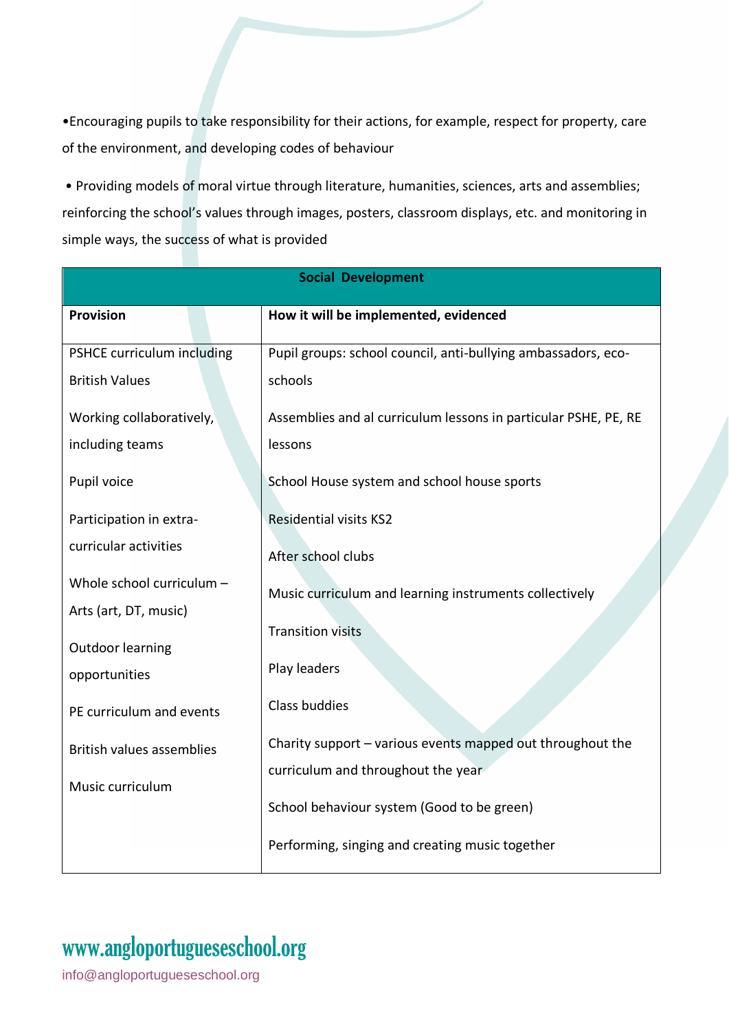•Encouraging pupils to take responsibility for their actions, for example, respect for property, care of the environment, and developing codes of behaviour

• Providing models of moral virtue through literature, humanities, sciences, arts and assemblies; reinforcing the school's values through images, posters, classroom displays, etc. and monitoring in simple ways, the success of what is provided

| Social Development | |
|---|---|
| **Provision** | **How it will be implemented, evidenced** |
| PSHCE curriculum including British Values<br><br>Working collaboratively, including teams<br><br>Pupil voice<br><br>Participation in extra-curricular activities<br><br>Whole school curriculum – Arts (art, DT, music)<br><br>Outdoor learning opportunities<br><br>PE curriculum and events<br><br>British values assemblies<br><br>Music curriculum | Pupil groups: school council, anti-bullying ambassadors, eco-schools<br><br>Assemblies and al curriculum lessons in particular PSHE, PE, RE lessons<br><br>School House system and school house sports<br><br>Residential visits KS2<br><br>After school clubs<br><br>Music curriculum and learning instruments collectively<br><br>Transition visits<br><br>Play leaders<br><br>Class buddies<br><br>Charity support – various events mapped out throughout the curriculum and throughout the year<br><br>School behaviour system (Good to be green)<br><br>Performing, singing and creating music together |

www.angloportugueseschool.org

info@angloportugueseschool.org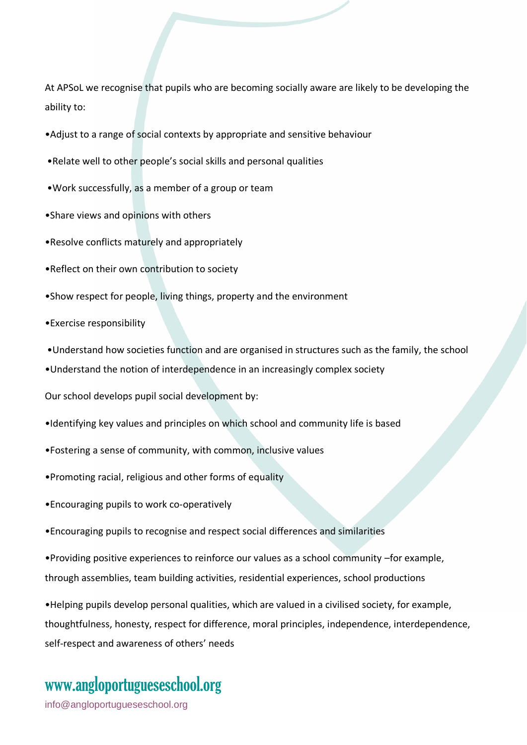At APSoL we recognise that pupils who are becoming socially aware are likely to be developing the ability to:

- Adjust to a range of social contexts by appropriate and sensitive behaviour
- Relate well to other people's social skills and personal qualities
- Work successfully, as a member of a group or team
- Share views and opinions with others
- Resolve conflicts maturely and appropriately
- Reflect on their own contribution to society
- Show respect for people, living things, property and the environment
- Exercise responsibility
- Understand how societies function and are organised in structures such as the family, the school
- Understand the notion of interdependence in an increasingly complex society

Our school develops pupil social development by:

- Identifying key values and principles on which school and community life is based
- Fostering a sense of community, with common, inclusive values
- Promoting racial, religious and other forms of equality
- Encouraging pupils to work co-operatively
- Encouraging pupils to recognise and respect social differences and similarities
- Providing positive experiences to reinforce our values as a school community –for example, through assemblies, team building activities, residential experiences, school productions
- Helping pupils develop personal qualities, which are valued in a civilised society, for example, thoughtfulness, honesty, respect for difference, moral principles, independence, interdependence, self-respect and awareness of others' needs

www.angloportugueseschool.org

info@angloportugueseschool.org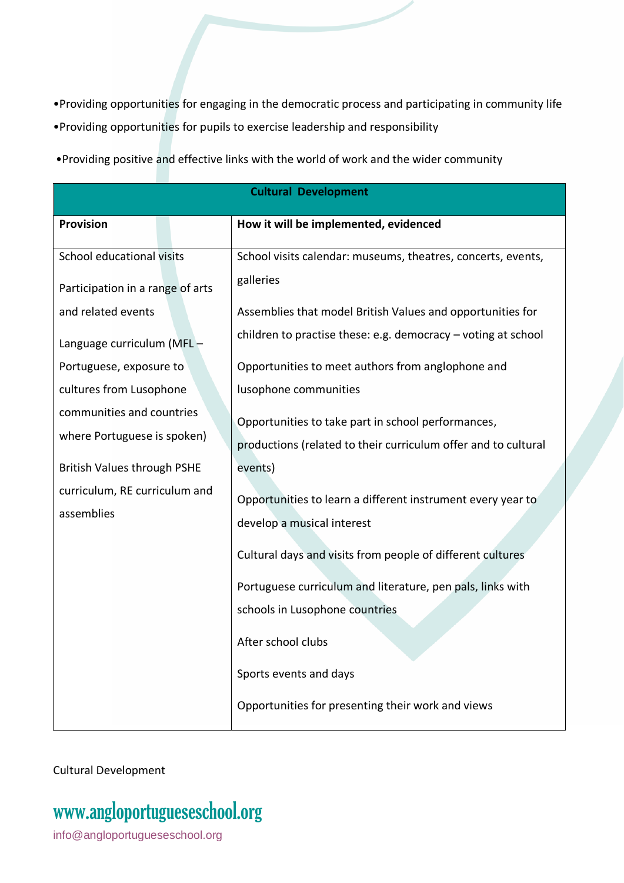•Providing opportunities for engaging in the democratic process and participating in community life

•Providing opportunities for pupils to exercise leadership and responsibility

•Providing positive and effective links with the world of work and the wider community

| Cultural Development | |
|---|---|
| **Provision** | **How it will be implemented, evidenced** |
| School educational visits<br><br>Participation in a range of arts and related events<br><br>Language curriculum (MFL – Portuguese, exposure to cultures from Lusophone communities and countries where Portuguese is spoken)<br><br>British Values through PSHE curriculum, RE curriculum and assemblies | School visits calendar: museums, theatres, concerts, events, galleries<br><br>Assemblies that model British Values and opportunities for children to practise these: e.g. democracy – voting at school<br><br>Opportunities to meet authors from anglophone and lusophone communities<br><br>Opportunities to take part in school performances, productions (related to their curriculum offer and to cultural events)<br><br>Opportunities to learn a different instrument every year to develop a musical interest<br><br>Cultural days and visits from people of different cultures<br><br>Portuguese curriculum and literature, pen pals, links with schools in Lusophone countries<br><br>After school clubs<br><br>Sports events and days<br><br>Opportunities for presenting their work and views |

Cultural Development

www.angloportugueseschool.org

info@angloportugueseschool.org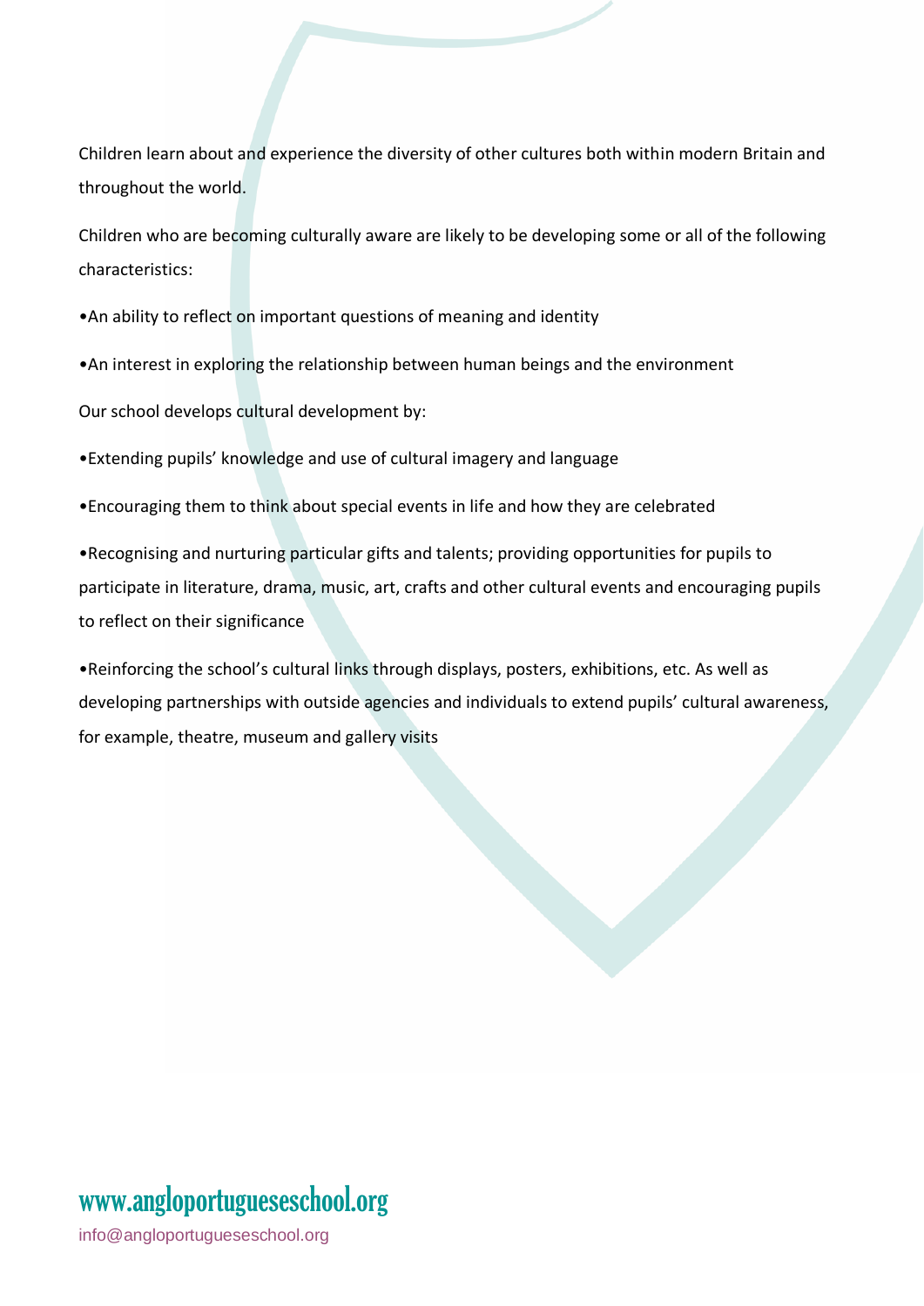Children learn about and experience the diversity of other cultures both within modern Britain and throughout the world.

Children who are becoming culturally aware are likely to be developing some or all of the following characteristics:

•An ability to reflect on important questions of meaning and identity

•An interest in exploring the relationship between human beings and the environment

Our school develops cultural development by:

•Extending pupils' knowledge and use of cultural imagery and language

•Encouraging them to think about special events in life and how they are celebrated

•Recognising and nurturing particular gifts and talents; providing opportunities for pupils to participate in literature, drama, music, art, crafts and other cultural events and encouraging pupils to reflect on their significance

•Reinforcing the school's cultural links through displays, posters, exhibitions, etc. As well as developing partnerships with outside agencies and individuals to extend pupils' cultural awareness, for example, theatre, museum and gallery visits

www.angloportugueseschool.org

info@angloportugueseschool.org